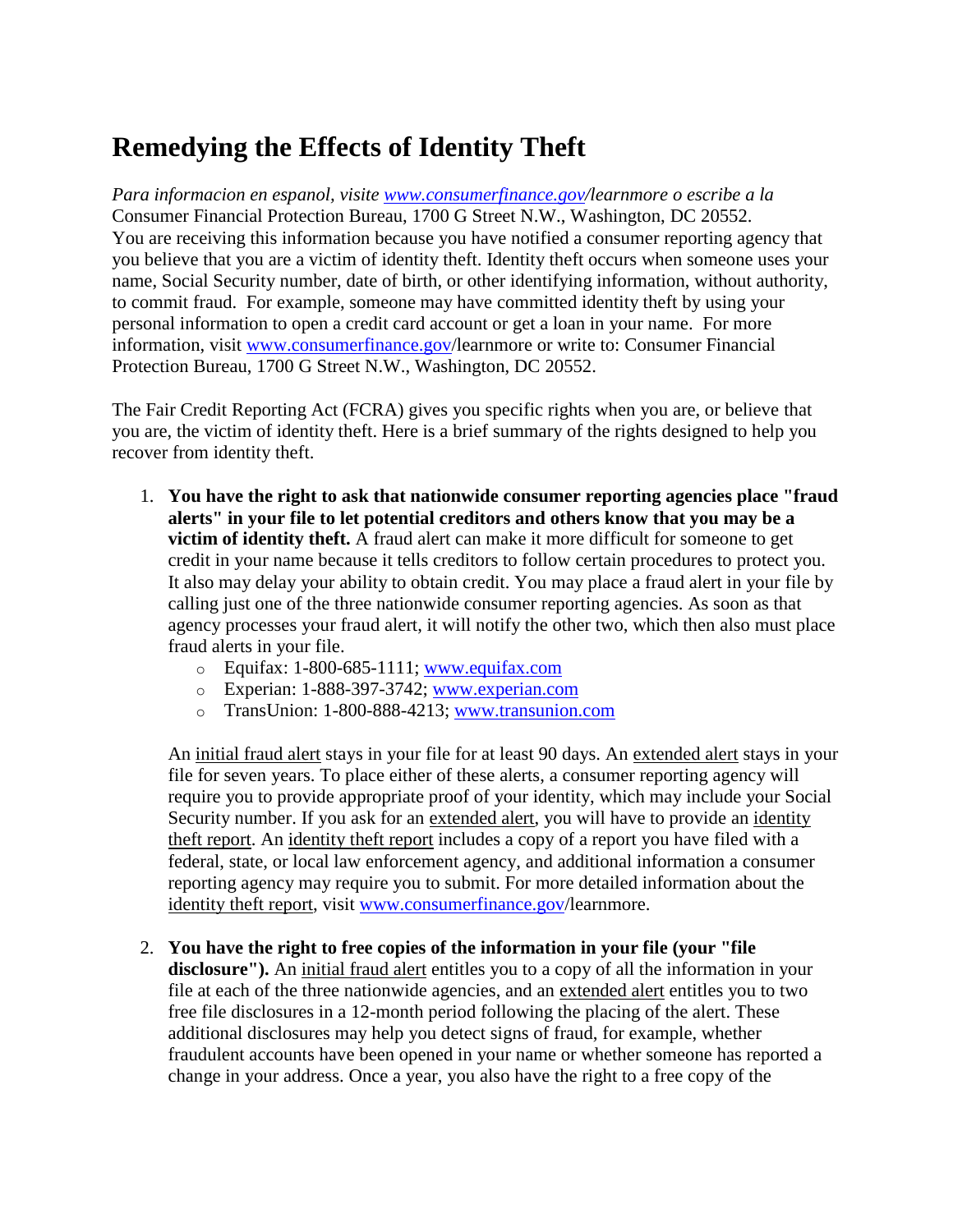# Remedying the Effects of Identity Theft

*Para informacion en espanol, visite [www.consumerfinance.gov](www.consumerfinance.gov)/learnmore o escribe a la* Consumer Financial Protection Bureau, 1700 G Street N.W., Washington, DC 20552.
You are receiving this information because you have notified a consumer reporting agency that you believe that you are a victim of identity theft. Identity theft occurs when someone uses your name, Social Security number, date of birth, or other identifying information, without authority, to commit fraud. For example, someone may have committed identity theft by using your personal information to open a credit card account or get a loan in your name. For more information, visit [www.consumerfinance.gov](www.consumerfinance.gov)/learnmore or write to: Consumer Financial Protection Bureau, 1700 G Street N.W., Washington, DC 20552.

The Fair Credit Reporting Act (FCRA) gives you specific rights when you are, or believe that you are, the victim of identity theft. Here is a brief summary of the rights designed to help you recover from identity theft.

1. **You have the right to ask that nationwide consumer reporting agencies place "fraud alerts" in your file to let potential creditors and others know that you may be a victim of identity theft.** A fraud alert can make it more difficult for someone to get credit in your name because it tells creditors to follow certain procedures to protect you. It also may delay your ability to obtain credit. You may place a fraud alert in your file by calling just one of the three nationwide consumer reporting agencies. As soon as that agency processes your fraud alert, it will notify the other two, which then also must place fraud alerts in your file.
   - Equifax: 1-800-685-1111; [www.equifax.com](www.equifax.com)
   - Experian: 1-888-397-3742; [www.experian.com](www.experian.com)
   - TransUnion: 1-800-888-4213; [www.transunion.com](www.transunion.com)

   An initial fraud alert stays in your file for at least 90 days. An extended alert stays in your file for seven years. To place either of these alerts, a consumer reporting agency will require you to provide appropriate proof of your identity, which may include your Social Security number. If you ask for an extended alert, you will have to provide an identity theft report. An identity theft report includes a copy of a report you have filed with a federal, state, or local law enforcement agency, and additional information a consumer reporting agency may require you to submit. For more detailed information about the identity theft report, visit [www.consumerfinance.gov](www.consumerfinance.gov)/learnmore.

2. **You have the right to free copies of the information in your file (your "file disclosure").** An initial fraud alert entitles you to a copy of all the information in your file at each of the three nationwide agencies, and an extended alert entitles you to two free file disclosures in a 12-month period following the placing of the alert. These additional disclosures may help you detect signs of fraud, for example, whether fraudulent accounts have been opened in your name or whether someone has reported a change in your address. Once a year, you also have the right to a free copy of the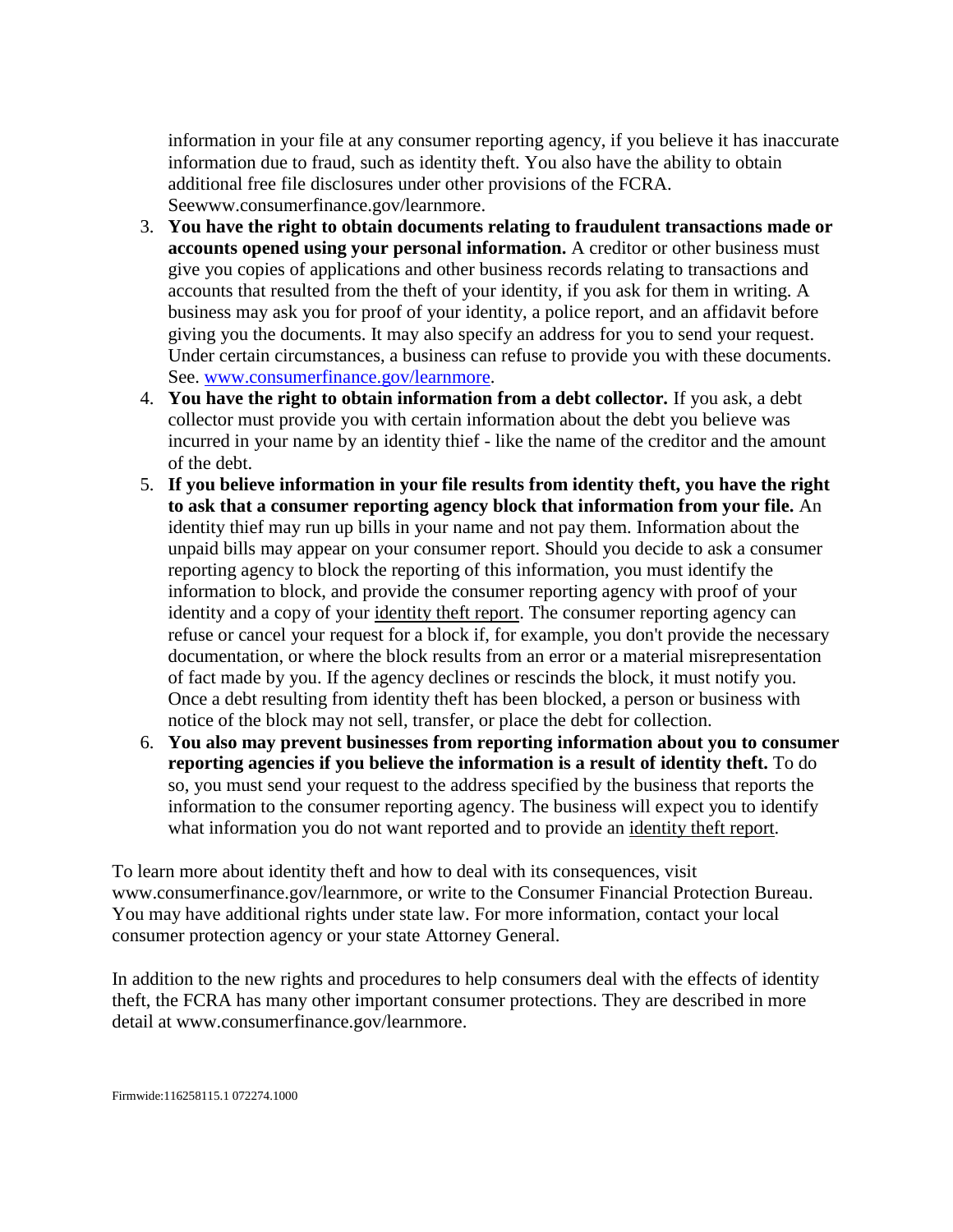information in your file at any consumer reporting agency, if you believe it has inaccurate information due to fraud, such as identity theft. You also have the ability to obtain additional free file disclosures under other provisions of the FCRA. Seewww.consumerfinance.gov/learnmore.

3. **You have the right to obtain documents relating to fraudulent transactions made or accounts opened using your personal information.** A creditor or other business must give you copies of applications and other business records relating to transactions and accounts that resulted from the theft of your identity, if you ask for them in writing. A business may ask you for proof of your identity, a police report, and an affidavit before giving you the documents. It may also specify an address for you to send your request. Under certain circumstances, a business can refuse to provide you with these documents. See. [www.consumerfinance.gov/learnmore](http://www.consumerfinance.gov/learnmore).
4. **You have the right to obtain information from a debt collector.** If you ask, a debt collector must provide you with certain information about the debt you believe was incurred in your name by an identity thief - like the name of the creditor and the amount of the debt.
5. **If you believe information in your file results from identity theft, you have the right to ask that a consumer reporting agency block that information from your file.** An identity thief may run up bills in your name and not pay them. Information about the unpaid bills may appear on your consumer report. Should you decide to ask a consumer reporting agency to block the reporting of this information, you must identify the information to block, and provide the consumer reporting agency with proof of your identity and a copy of your identity theft report. The consumer reporting agency can refuse or cancel your request for a block if, for example, you don't provide the necessary documentation, or where the block results from an error or a material misrepresentation of fact made by you. If the agency declines or rescinds the block, it must notify you. Once a debt resulting from identity theft has been blocked, a person or business with notice of the block may not sell, transfer, or place the debt for collection.
6. **You also may prevent businesses from reporting information about you to consumer reporting agencies if you believe the information is a result of identity theft.** To do so, you must send your request to the address specified by the business that reports the information to the consumer reporting agency. The business will expect you to identify what information you do not want reported and to provide an identity theft report.

To learn more about identity theft and how to deal with its consequences, visit www.consumerfinance.gov/learnmore, or write to the Consumer Financial Protection Bureau. You may have additional rights under state law. For more information, contact your local consumer protection agency or your state Attorney General.

In addition to the new rights and procedures to help consumers deal with the effects of identity theft, the FCRA has many other important consumer protections. They are described in more detail at www.consumerfinance.gov/learnmore.